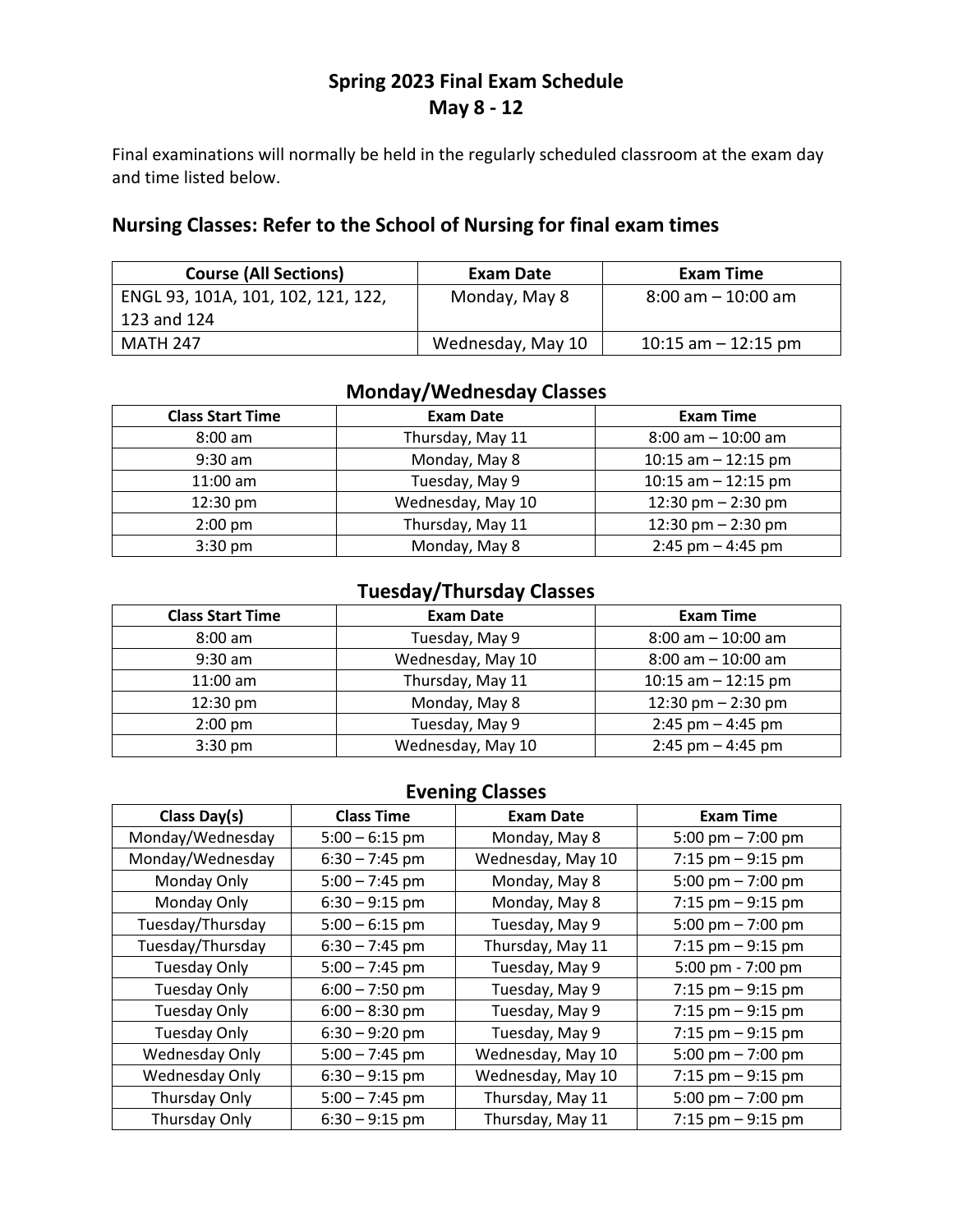# Spring 2023 Final Exam Schedule
# May 8 - 12

Final examinations will normally be held in the regularly scheduled classroom at the exam day and time listed below.

## Nursing Classes: Refer to the School of Nursing for final exam times

| Course (All Sections) | Exam Date | Exam Time |
|---|---|---|
| ENGL 93, 101A, 101, 102, 121, 122, 123 and 124 | Monday, May 8 | 8:00 am – 10:00 am |
| MATH 247 | Wednesday, May 10 | 10:15 am – 12:15 pm |

## Monday/Wednesday Classes

| Class Start Time | Exam Date | Exam Time |
|---|---|---|
| 8:00 am | Thursday, May 11 | 8:00 am – 10:00 am |
| 9:30 am | Monday, May 8 | 10:15 am – 12:15 pm |
| 11:00 am | Tuesday, May 9 | 10:15 am – 12:15 pm |
| 12:30 pm | Wednesday, May 10 | 12:30 pm – 2:30 pm |
| 2:00 pm | Thursday, May 11 | 12:30 pm – 2:30 pm |
| 3:30 pm | Monday, May 8 | 2:45 pm – 4:45 pm |

## Tuesday/Thursday Classes

| Class Start Time | Exam Date | Exam Time |
|---|---|---|
| 8:00 am | Tuesday, May 9 | 8:00 am – 10:00 am |
| 9:30 am | Wednesday, May 10 | 8:00 am – 10:00 am |
| 11:00 am | Thursday, May 11 | 10:15 am – 12:15 pm |
| 12:30 pm | Monday, May 8 | 12:30 pm – 2:30 pm |
| 2:00 pm | Tuesday, May 9 | 2:45 pm – 4:45 pm |
| 3:30 pm | Wednesday, May 10 | 2:45 pm – 4:45 pm |

## Evening Classes

| Class Day(s) | Class Time | Exam Date | Exam Time |
|---|---|---|---|
| Monday/Wednesday | 5:00 – 6:15 pm | Monday, May 8 | 5:00 pm – 7:00 pm |
| Monday/Wednesday | 6:30 – 7:45 pm | Wednesday, May 10 | 7:15 pm – 9:15 pm |
| Monday Only | 5:00 – 7:45 pm | Monday, May 8 | 5:00 pm – 7:00 pm |
| Monday Only | 6:30 – 9:15 pm | Monday, May 8 | 7:15 pm – 9:15 pm |
| Tuesday/Thursday | 5:00 – 6:15 pm | Tuesday, May 9 | 5:00 pm – 7:00 pm |
| Tuesday/Thursday | 6:30 – 7:45 pm | Thursday, May 11 | 7:15 pm – 9:15 pm |
| Tuesday Only | 5:00 – 7:45 pm | Tuesday, May 9 | 5:00 pm - 7:00 pm |
| Tuesday Only | 6:00 – 7:50 pm | Tuesday, May 9 | 7:15 pm – 9:15 pm |
| Tuesday Only | 6:00 – 8:30 pm | Tuesday, May 9 | 7:15 pm – 9:15 pm |
| Tuesday Only | 6:30 – 9:20 pm | Tuesday, May 9 | 7:15 pm – 9:15 pm |
| Wednesday Only | 5:00 – 7:45 pm | Wednesday, May 10 | 5:00 pm – 7:00 pm |
| Wednesday Only | 6:30 – 9:15 pm | Wednesday, May 10 | 7:15 pm – 9:15 pm |
| Thursday Only | 5:00 – 7:45 pm | Thursday, May 11 | 5:00 pm – 7:00 pm |
| Thursday Only | 6:30 – 9:15 pm | Thursday, May 11 | 7:15 pm – 9:15 pm |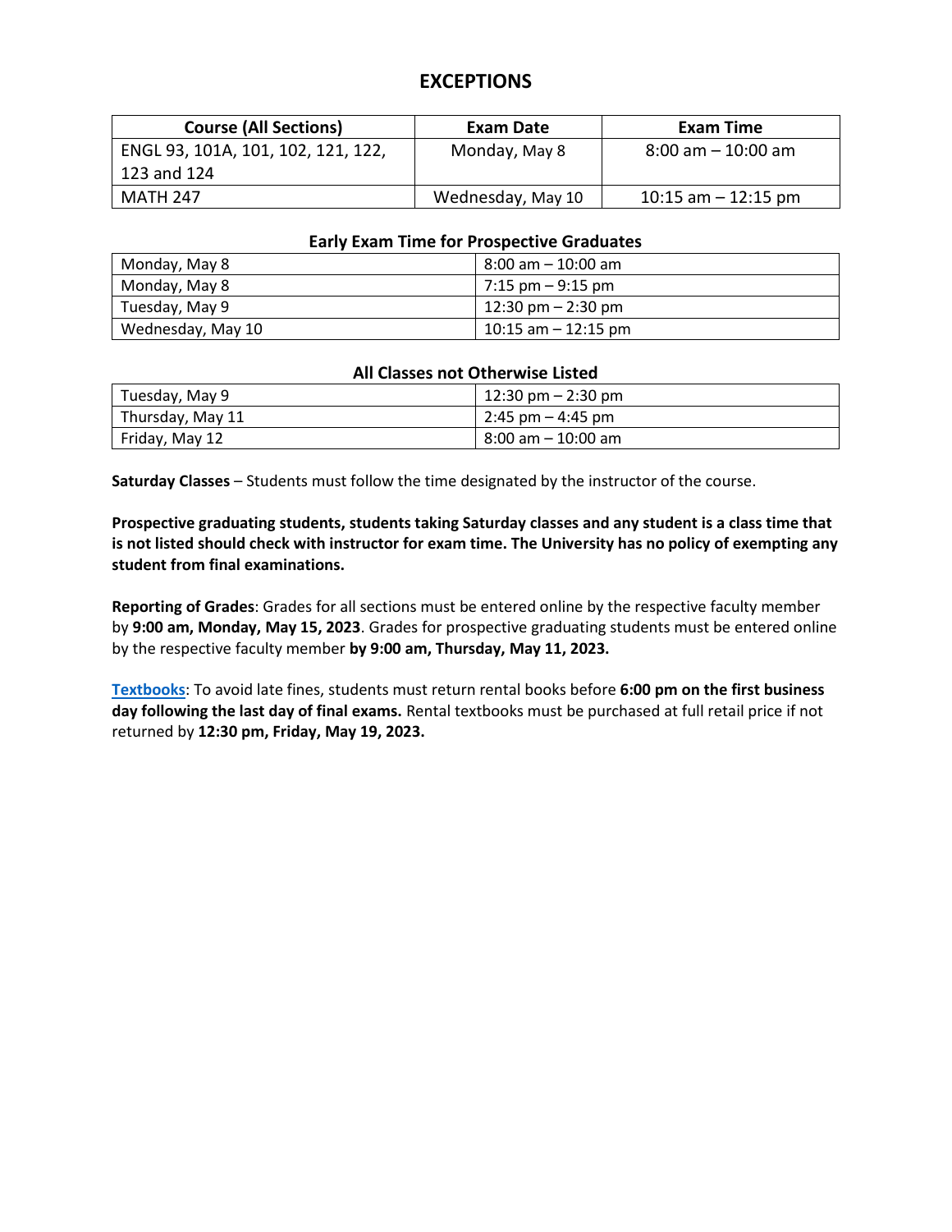## EXCEPTIONS

| Course (All Sections) | Exam Date | Exam Time |
|---|---|---|
| ENGL 93, 101A, 101, 102, 121, 122, 123 and 124 | Monday, May 8 | 8:00 am – 10:00 am |
| MATH 247 | Wednesday, May 10 | 10:15 am – 12:15 pm |

**Early Exam Time for Prospective Graduates**

| | |
|---|---|
| Monday, May 8 | 8:00 am – 10:00 am |
| Monday, May 8 | 7:15 pm – 9:15 pm |
| Tuesday, May 9 | 12:30 pm – 2:30 pm |
| Wednesday, May 10 | 10:15 am – 12:15 pm |

**All Classes not Otherwise Listed**

| | |
|---|---|
| Tuesday, May 9 | 12:30 pm – 2:30 pm |
| Thursday, May 11 | 2:45 pm – 4:45 pm |
| Friday, May 12 | 8:00 am – 10:00 am |

**Saturday Classes** – Students must follow the time designated by the instructor of the course.

**Prospective graduating students, students taking Saturday classes and any student is a class time that is not listed should check with instructor for exam time. The University has no policy of exempting any student from final examinations.**

**Reporting of Grades**: Grades for all sections must be entered online by the respective faculty member by **9:00 am, Monday, May 15, 2023**. Grades for prospective graduating students must be entered online by the respective faculty member **by 9:00 am, Thursday, May 11, 2023.**

**Textbooks**: To avoid late fines, students must return rental books before **6:00 pm on the first business day following the last day of final exams.** Rental textbooks must be purchased at full retail price if not returned by **12:30 pm, Friday, May 19, 2023.**